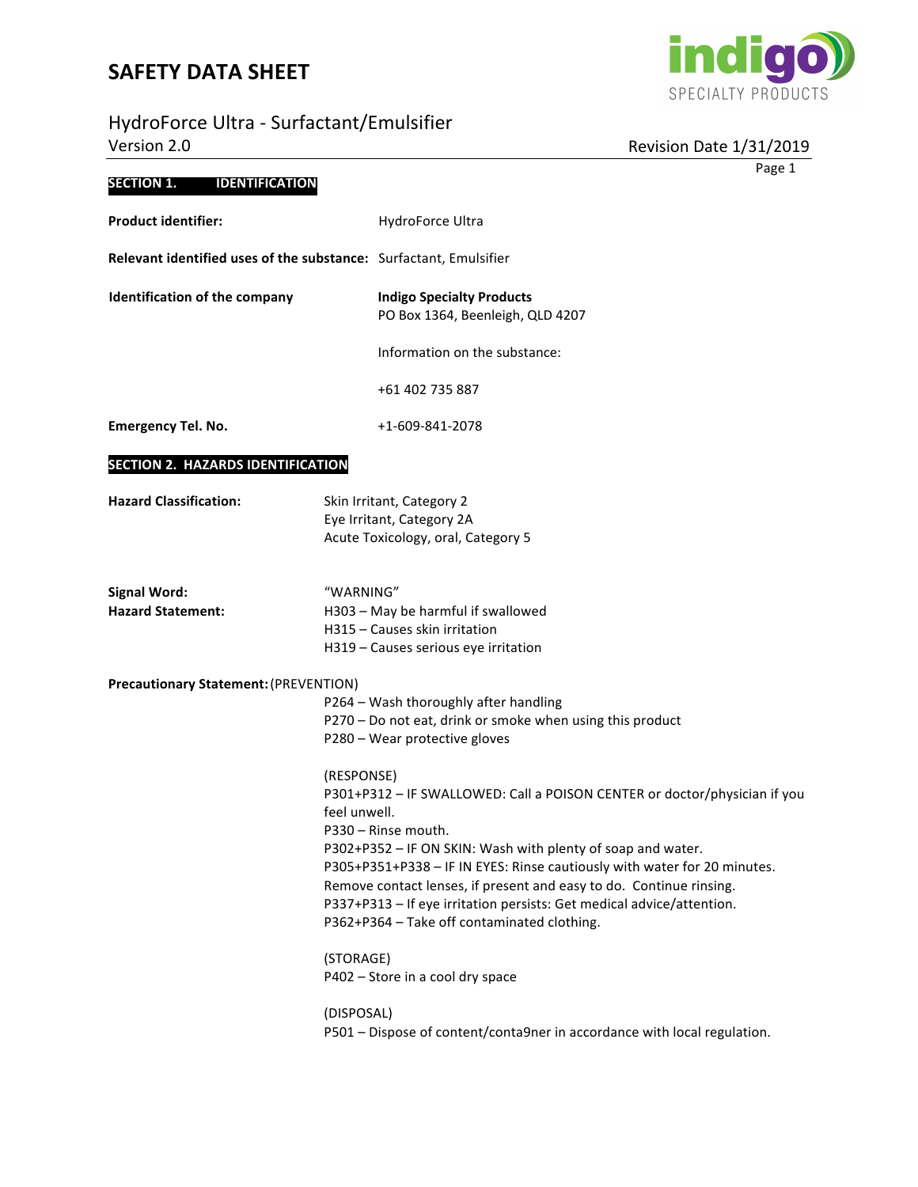# SAFETY DATA SHEET

## HydroForce Ultra - Surfactant/Emulsifier

Version 2.0

Revision Date 1/31/2019

## SECTION 1. IDENTIFICATION

**Product identifier:** HydroForce Ultra

**Relevant identified uses of the substance:** Surfactant, Emulsifier

**Identification of the company**

**Indigo Specialty Products**
PO Box 1364, Beenleigh, QLD 4207

Information on the substance:

+61 402 735 887

**Emergency Tel. No.** +1-609-841-2078

## SECTION 2. HAZARDS IDENTIFICATION

**Hazard Classification:**

Skin Irritant, Category 2
Eye Irritant, Category 2A
Acute Toxicology, oral, Category 5

**Signal Word:** "WARNING"

**Hazard Statement:**

H303 – May be harmful if swallowed
H315 – Causes skin irritation
H319 – Causes serious eye irritation

**Precautionary Statement:** (PREVENTION)

P264 – Wash thoroughly after handling
P270 – Do not eat, drink or smoke when using this product
P280 – Wear protective gloves

(RESPONSE)

P301+P312 – IF SWALLOWED: Call a POISON CENTER or doctor/physician if you feel unwell.
P330 – Rinse mouth.
P302+P352 – IF ON SKIN: Wash with plenty of soap and water.
P305+P351+P338 – IF IN EYES: Rinse cautiously with water for 20 minutes. Remove contact lenses, if present and easy to do. Continue rinsing.
P337+P313 – If eye irritation persists: Get medical advice/attention.
P362+P364 – Take off contaminated clothing.

(STORAGE)

P402 – Store in a cool dry space

(DISPOSAL)

P501 – Dispose of content/conta9ner in accordance with local regulation.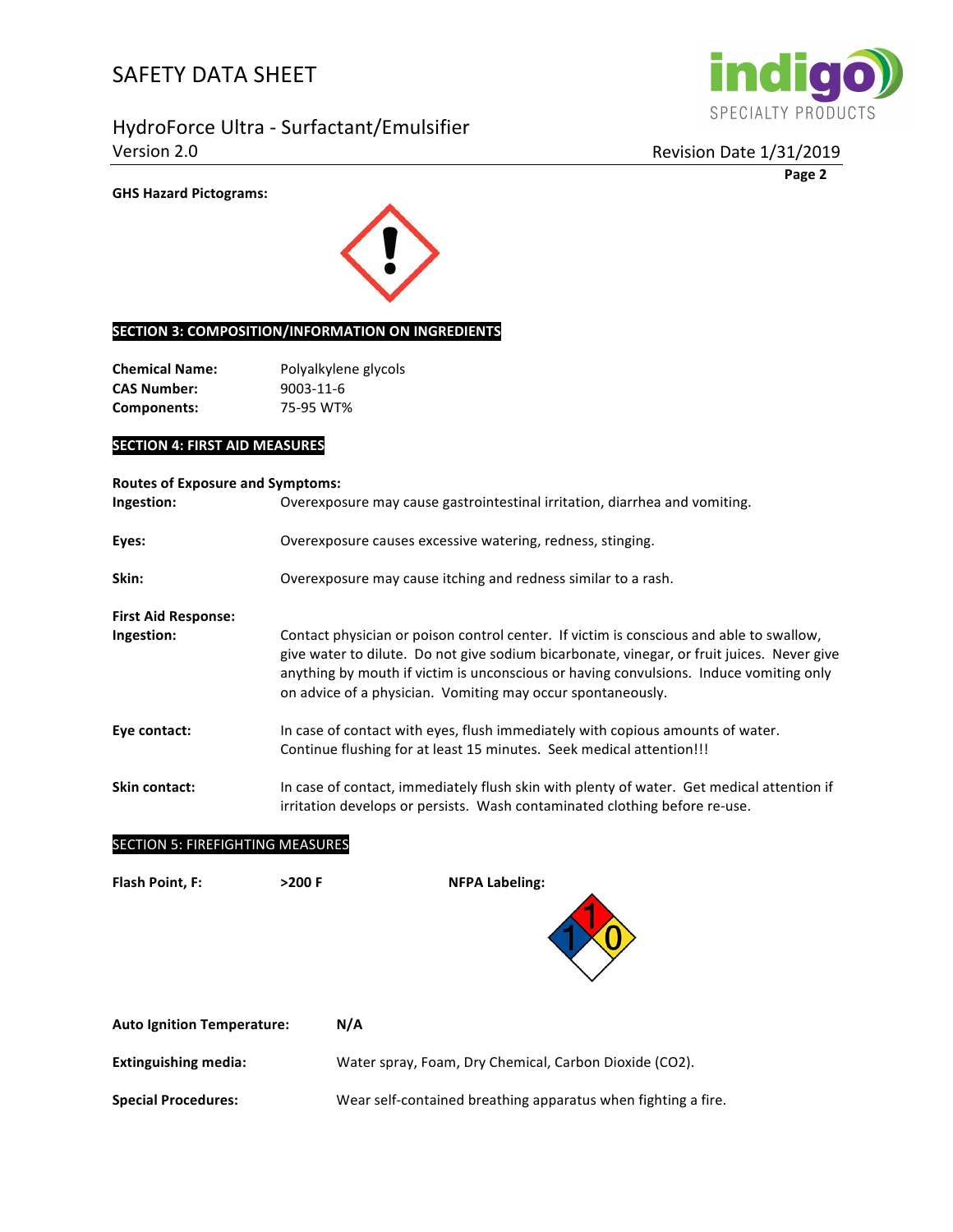**GHS Hazard Pictograms:**

## SECTION 3: COMPOSITION/INFORMATION ON INGREDIENTS

**Chemical Name:** Polyalkylene glycols
**CAS Number:** 9003-11-6
**Components:** 75-95 WT%

## SECTION 4: FIRST AID MEASURES

**Routes of Exposure and Symptoms:**

**Ingestion:** Overexposure may cause gastrointestinal irritation, diarrhea and vomiting.

**Eyes:** Overexposure causes excessive watering, redness, stinging.

**Skin:** Overexposure may cause itching and redness similar to a rash.

**First Aid Response:**

**Ingestion:** Contact physician or poison control center. If victim is conscious and able to swallow, give water to dilute. Do not give sodium bicarbonate, vinegar, or fruit juices. Never give anything by mouth if victim is unconscious or having convulsions. Induce vomiting only on advice of a physician. Vomiting may occur spontaneously.

**Eye contact:** In case of contact with eyes, flush immediately with copious amounts of water. Continue flushing for at least 15 minutes. Seek medical attention!!!

**Skin contact:** In case of contact, immediately flush skin with plenty of water. Get medical attention if irritation develops or persists. Wash contaminated clothing before re-use.

## SECTION 5: FIREFIGHTING MEASURES

**Flash Point, F:** **>200 F**

**NFPA Labeling:** 1 / 1 / 0

**Auto Ignition Temperature:** **N/A**

**Extinguishing media:** Water spray, Foam, Dry Chemical, Carbon Dioxide ($CO_2$).

**Special Procedures:** Wear self-contained breathing apparatus when fighting a fire.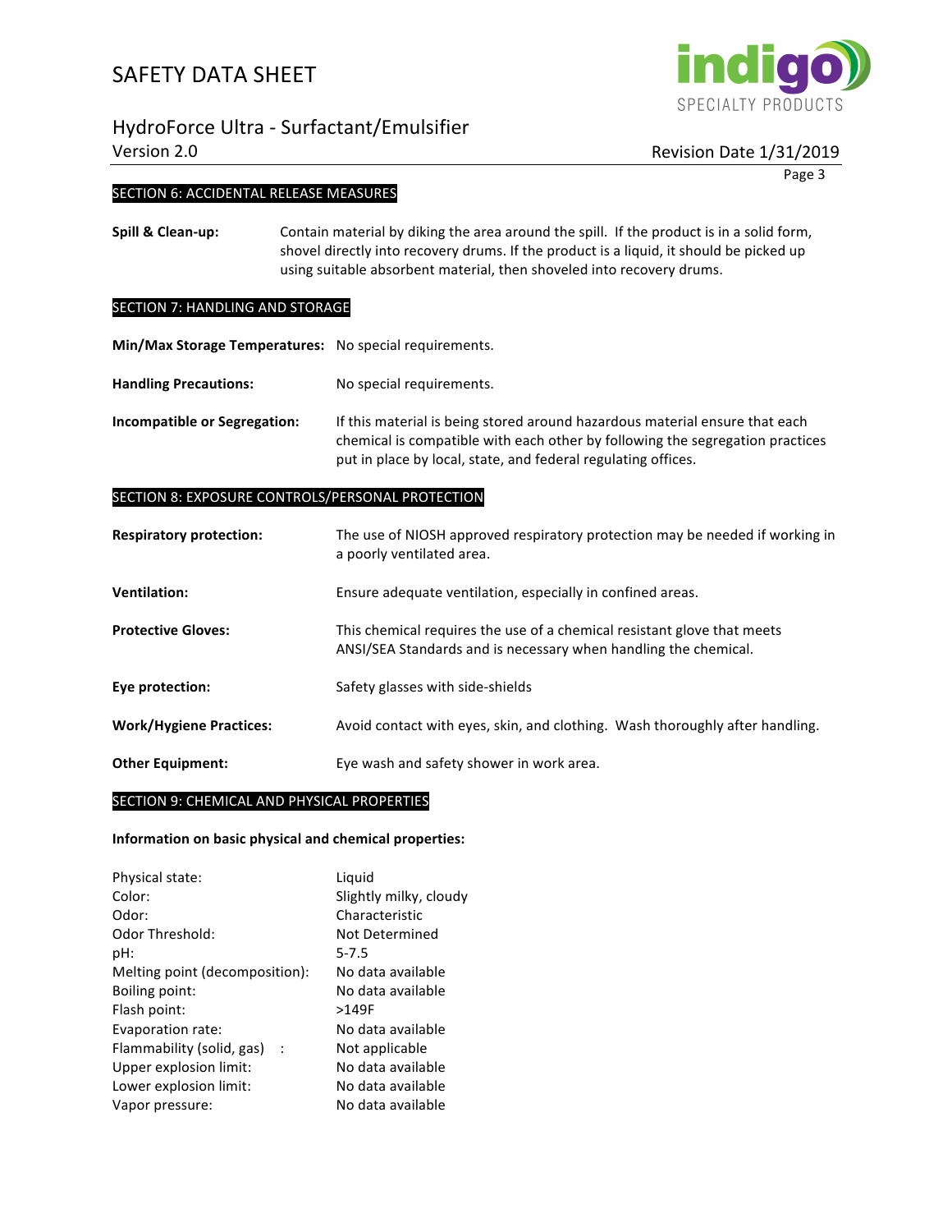## SECTION 6: ACCIDENTAL RELEASE MEASURES

**Spill & Clean-up:** Contain material by diking the area around the spill. If the product is in a solid form, shovel directly into recovery drums. If the product is a liquid, it should be picked up using suitable absorbent material, then shoveled into recovery drums.

## SECTION 7: HANDLING AND STORAGE

**Min/Max Storage Temperatures:** No special requirements.

**Handling Precautions:** No special requirements.

**Incompatible or Segregation:** If this material is being stored around hazardous material ensure that each chemical is compatible with each other by following the segregation practices put in place by local, state, and federal regulating offices.

## SECTION 8: EXPOSURE CONTROLS/PERSONAL PROTECTION

**Respiratory protection:** The use of NIOSH approved respiratory protection may be needed if working in a poorly ventilated area.

**Ventilation:** Ensure adequate ventilation, especially in confined areas.

**Protective Gloves:** This chemical requires the use of a chemical resistant glove that meets ANSI/SEA Standards and is necessary when handling the chemical.

**Eye protection:** Safety glasses with side-shields

**Work/Hygiene Practices:** Avoid contact with eyes, skin, and clothing. Wash thoroughly after handling.

**Other Equipment:** Eye wash and safety shower in work area.

## SECTION 9: CHEMICAL AND PHYSICAL PROPERTIES

**Information on basic physical and chemical properties:**

| | |
|---|---|
| Physical state: | Liquid |
| Color: | Slightly milky, cloudy |
| Odor: | Characteristic |
| Odor Threshold: | Not Determined |
| pH: | 5-7.5 |
| Melting point (decomposition): | No data available |
| Boiling point: | No data available |
| Flash point: | >149F |
| Evaporation rate: | No data available |
| Flammability (solid, gas) : | Not applicable |
| Upper explosion limit: | No data available |
| Lower explosion limit: | No data available |
| Vapor pressure: | No data available |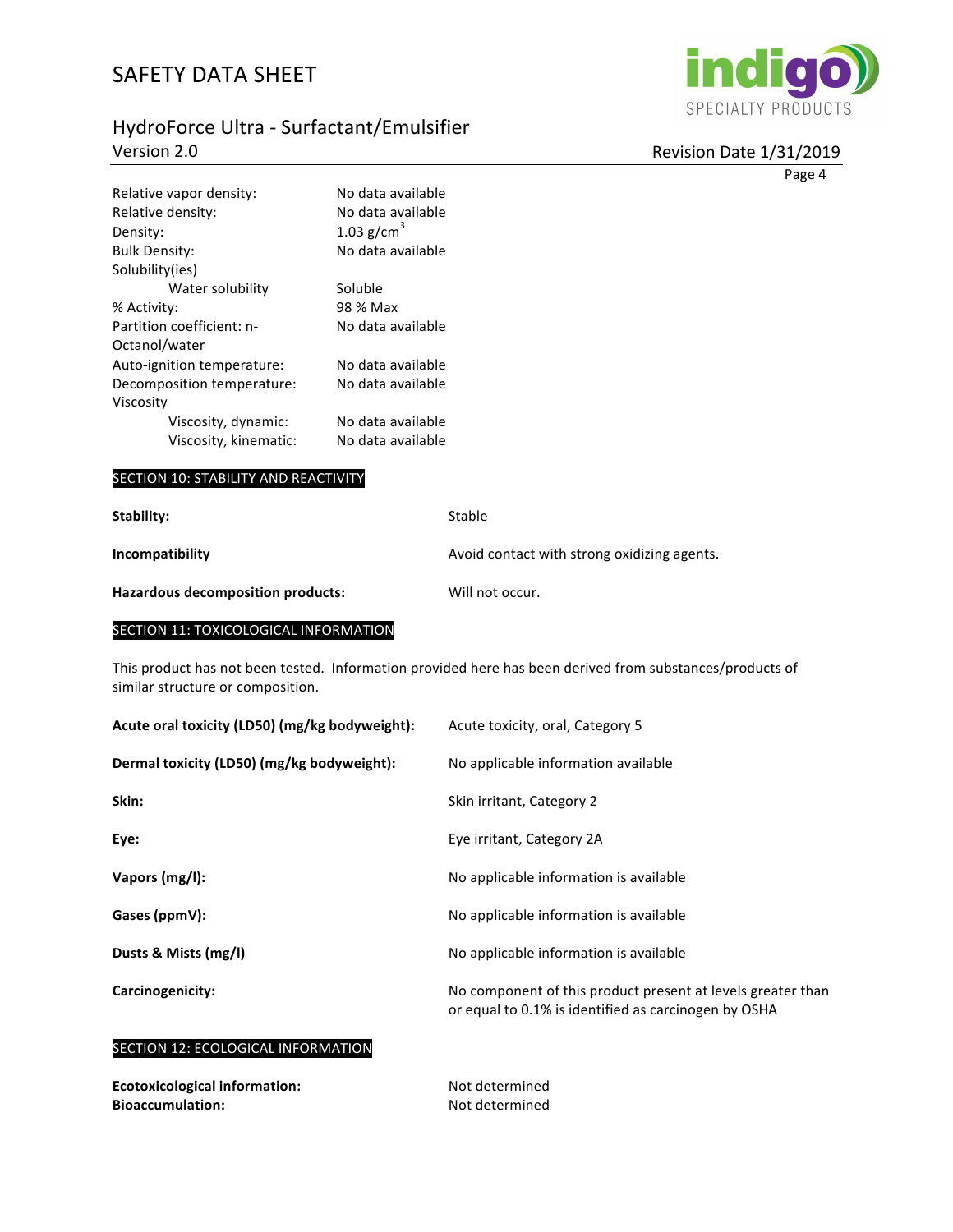| | |
|---|---|
| Relative vapor density: | No data available |
| Relative density: | No data available |
| Density: | 1.03 g/cm$^3$ |
| Bulk Density: | No data available |
| Solubility(ies) | |
| Water solubility | Soluble |
| % Activity: | 98 % Max |
| Partition coefficient: n-Octanol/water | No data available |
| Auto-ignition temperature: | No data available |
| Decomposition temperature: | No data available |
| Viscosity | |
| Viscosity, dynamic: | No data available |
| Viscosity, kinematic: | No data available |

## SECTION 10: STABILITY AND REACTIVITY

**Stability:** Stable

**Incompatibility** Avoid contact with strong oxidizing agents.

**Hazardous decomposition products:** Will not occur.

## SECTION 11: TOXICOLOGICAL INFORMATION

This product has not been tested. Information provided here has been derived from substances/products of similar structure or composition.

**Acute oral toxicity (LD50) (mg/kg bodyweight):** Acute toxicity, oral, Category 5

**Dermal toxicity (LD50) (mg/kg bodyweight):** No applicable information available

**Skin:** Skin irritant, Category 2

**Eye:** Eye irritant, Category 2A

**Vapors (mg/l):** No applicable information is available

**Gases (ppmV):** No applicable information is available

**Dusts & Mists (mg/l)** No applicable information is available

**Carcinogenicity:** No component of this product present at levels greater than or equal to 0.1% is identified as carcinogen by OSHA

## SECTION 12: ECOLOGICAL INFORMATION

**Ecotoxicological information:** Not determined
**Bioaccumulation:** Not determined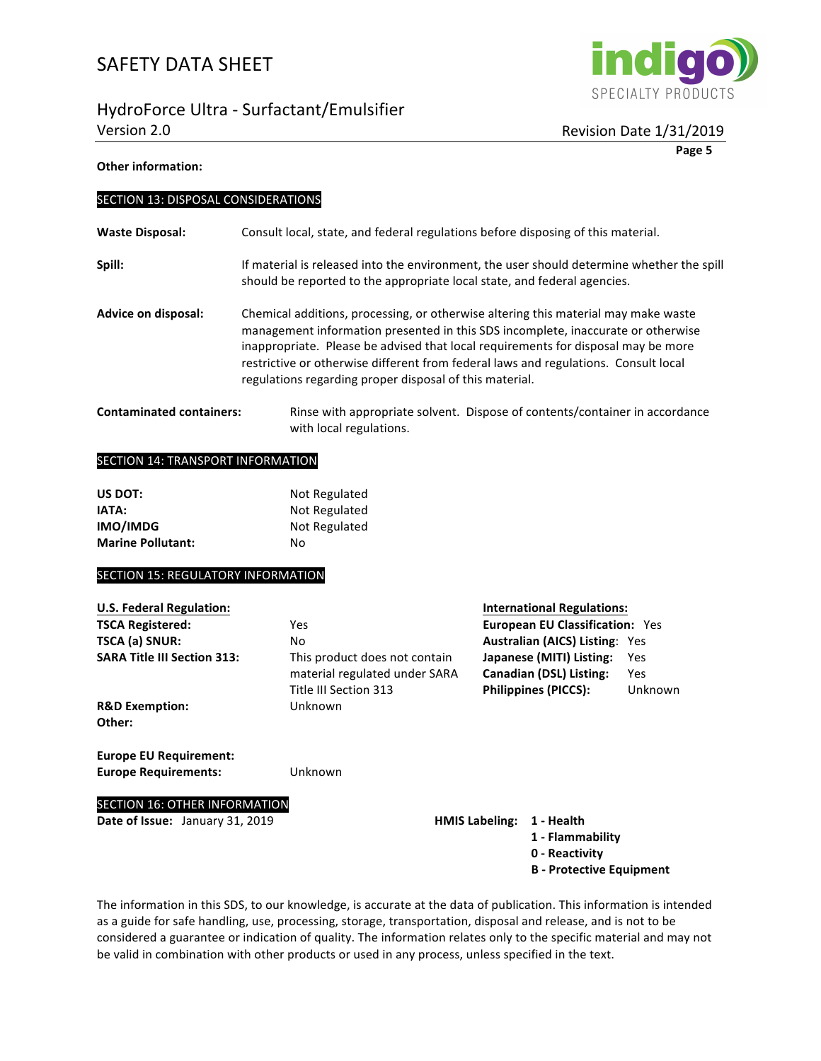**Other information:**

## SECTION 13: DISPOSAL CONSIDERATIONS

**Waste Disposal:** Consult local, state, and federal regulations before disposing of this material.

**Spill:** If material is released into the environment, the user should determine whether the spill should be reported to the appropriate local state, and federal agencies.

**Advice on disposal:** Chemical additions, processing, or otherwise altering this material may make waste management information presented in this SDS incomplete, inaccurate or otherwise inappropriate. Please be advised that local requirements for disposal may be more restrictive or otherwise different from federal laws and regulations. Consult local regulations regarding proper disposal of this material.

**Contaminated containers:** Rinse with appropriate solvent. Dispose of contents/container in accordance with local regulations.

## SECTION 14: TRANSPORT INFORMATION

| | |
|---|---|
| **US DOT:** | Not Regulated |
| **IATA:** | Not Regulated |
| **IMO/IMDG** | Not Regulated |
| **Marine Pollutant:** | No |

## SECTION 15: REGULATORY INFORMATION

**U.S. Federal Regulation:**

| | |
|---|---|
| **TSCA Registered:** | Yes |
| **TSCA (a) SNUR:** | No |
| **SARA Title III Section 313:** | This product does not contain material regulated under SARA Title III Section 313 |
| **R&D Exemption:** | Unknown |
| **Other:** | |

**International Regulations:**

| | |
|---|---|
| **European EU Classification:** | Yes |
| **Australian (AICS) Listing:** | Yes |
| **Japanese (MITI) Listing:** | Yes |
| **Canadian (DSL) Listing:** | Yes |
| **Philippines (PICCS):** | Unknown |

**Europe EU Requirement:**

**Europe Requirements:** Unknown

## SECTION 16: OTHER INFORMATION

**Date of Issue:** January 31, 2019

**HMIS Labeling:**
**1 - Health**
**1 - Flammability**
**0 - Reactivity**
**B - Protective Equipment**

The information in this SDS, to our knowledge, is accurate at the data of publication. This information is intended as a guide for safe handling, use, processing, storage, transportation, disposal and release, and is not to be considered a guarantee or indication of quality. The information relates only to the specific material and may not be valid in combination with other products or used in any process, unless specified in the text.